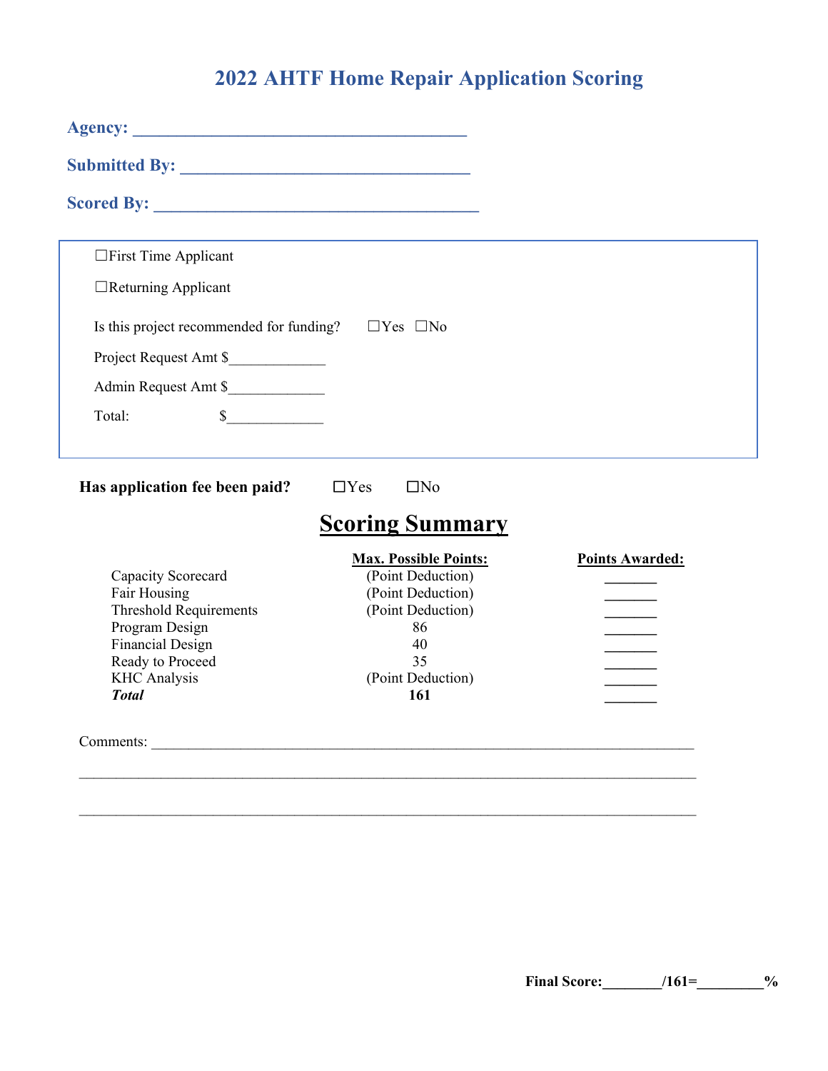# 2022 AHTF Home Repair Application Scoring

**Agency:** ______________________________________

**Submitted By:** _________________________________

**Scored By:** ____________________________________

☐First Time Applicant

☐Returning Applicant

Is this project recommended for funding? ☐Yes ☐No

Project Request Amt $_____________

Admin Request Amt $_____________

Total: $_____________

**Has application fee been paid?** ☐Yes ☐No

## <u>Scoring Summary</u>

| | **Max. Possible Points:** | **Points Awarded:** |
|---|---|---|
| Capacity Scorecard | (Point Deduction) | _______ |
| Fair Housing | (Point Deduction) | _______ |
| Threshold Requirements | (Point Deduction) | _______ |
| Program Design | 86 | _______ |
| Financial Design | 40 | _______ |
| Ready to Proceed | 35 | _______ |
| KHC Analysis | (Point Deduction) | _______ |
| ***Total*** | **161** | _______ |

Comments: ___________________________________________________________________________

_____________________________________________________________________________________

_____________________________________________________________________________________

**Final Score:**________/161=_________%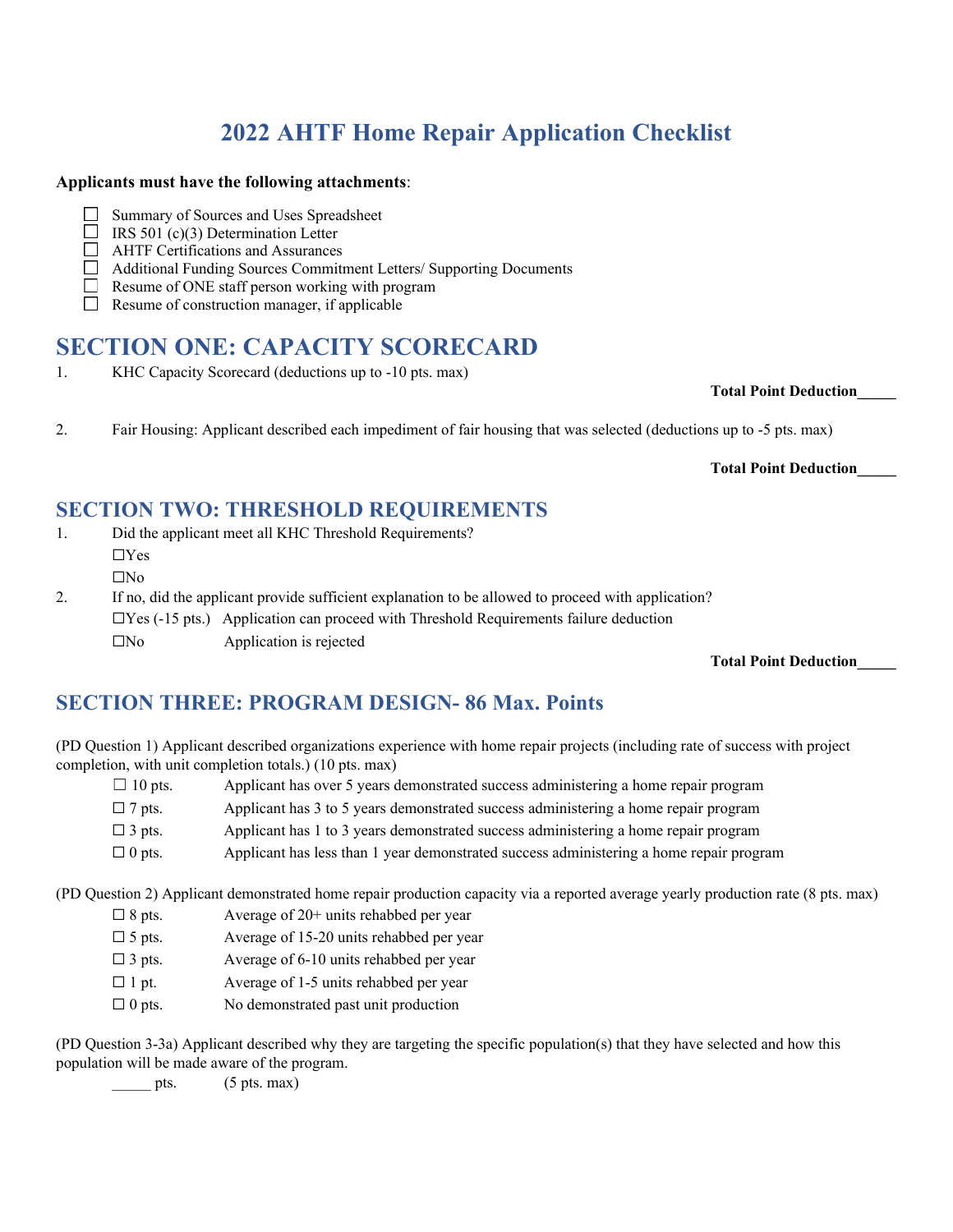# 2022 AHTF Home Repair Application Checklist

**Applicants must have the following attachments**:

- ☐ Summary of Sources and Uses Spreadsheet
- ☐ IRS 501 (c)(3) Determination Letter
- ☐ AHTF Certifications and Assurances
- ☐ Additional Funding Sources Commitment Letters/ Supporting Documents
- ☐ Resume of ONE staff person working with program
- ☐ Resume of construction manager, if applicable

## SECTION ONE: CAPACITY SCORECARD

1. KHC Capacity Scorecard (deductions up to -10 pts. max)

**Total Point Deduction_____**

2. Fair Housing: Applicant described each impediment of fair housing that was selected (deductions up to -5 pts. max)

**Total Point Deduction_____**

## SECTION TWO: THRESHOLD REQUIREMENTS

1. Did the applicant meet all KHC Threshold Requirements?
   - ☐Yes
   - ☐No
2. If no, did the applicant provide sufficient explanation to be allowed to proceed with application?
   - ☐Yes (-15 pts.) Application can proceed with Threshold Requirements failure deduction
   - ☐No Application is rejected

**Total Point Deduction_____**

## SECTION THREE: PROGRAM DESIGN- 86 Max. Points

(PD Question 1) Applicant described organizations experience with home repair projects (including rate of success with project completion, with unit completion totals.) (10 pts. max)

- ☐ 10 pts. Applicant has over 5 years demonstrated success administering a home repair program
- ☐ 7 pts. Applicant has 3 to 5 years demonstrated success administering a home repair program
- ☐ 3 pts. Applicant has 1 to 3 years demonstrated success administering a home repair program
- ☐ 0 pts. Applicant has less than 1 year demonstrated success administering a home repair program

(PD Question 2) Applicant demonstrated home repair production capacity via a reported average yearly production rate (8 pts. max)

- ☐ 8 pts. Average of 20+ units rehabbed per year
- ☐ 5 pts. Average of 15-20 units rehabbed per year
- ☐ 3 pts. Average of 6-10 units rehabbed per year
- ☐ 1 pt. Average of 1-5 units rehabbed per year
- ☐ 0 pts. No demonstrated past unit production

(PD Question 3-3a) Applicant described why they are targeting the specific population(s) that they have selected and how this population will be made aware of the program.

_____ pts. (5 pts. max)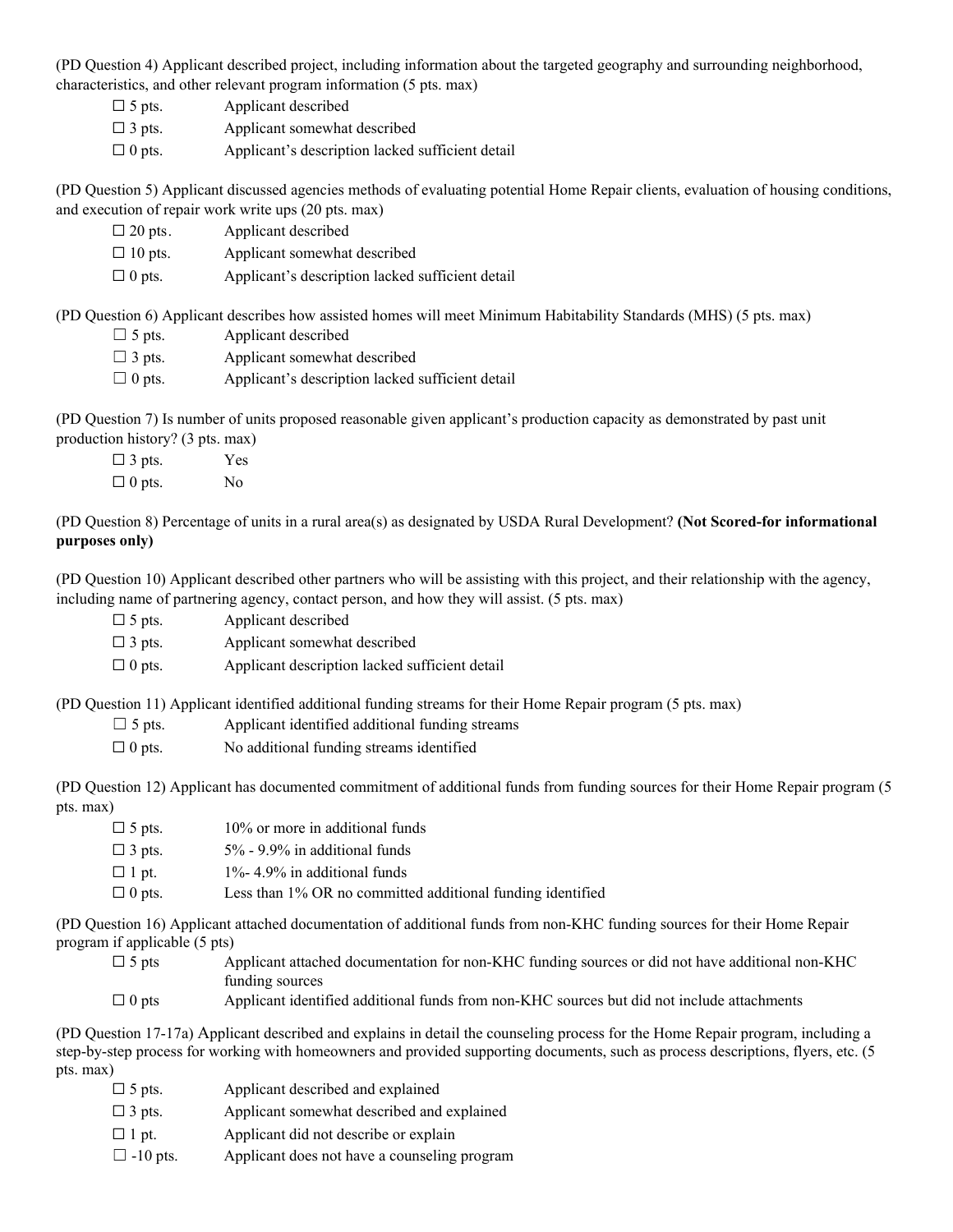(PD Question 4) Applicant described project, including information about the targeted geography and surrounding neighborhood, characteristics, and other relevant program information (5 pts. max)

- ☐ 5 pts. Applicant described
- ☐ 3 pts. Applicant somewhat described
- ☐ 0 pts. Applicant's description lacked sufficient detail

(PD Question 5) Applicant discussed agencies methods of evaluating potential Home Repair clients, evaluation of housing conditions, and execution of repair work write ups (20 pts. max)

- ☐ 20 pts. Applicant described
- ☐ 10 pts. Applicant somewhat described
- ☐ 0 pts. Applicant's description lacked sufficient detail

(PD Question 6) Applicant describes how assisted homes will meet Minimum Habitability Standards (MHS) (5 pts. max)

- ☐ 5 pts. Applicant described
- ☐ 3 pts. Applicant somewhat described
- ☐ 0 pts. Applicant's description lacked sufficient detail

(PD Question 7) Is number of units proposed reasonable given applicant's production capacity as demonstrated by past unit production history? (3 pts. max)

- ☐ 3 pts. Yes
- ☐ 0 pts. No

(PD Question 8) Percentage of units in a rural area(s) as designated by USDA Rural Development? **(Not Scored-for informational purposes only)**

(PD Question 10) Applicant described other partners who will be assisting with this project, and their relationship with the agency, including name of partnering agency, contact person, and how they will assist. (5 pts. max)

- ☐ 5 pts. Applicant described
- ☐ 3 pts. Applicant somewhat described
- ☐ 0 pts. Applicant description lacked sufficient detail

(PD Question 11) Applicant identified additional funding streams for their Home Repair program (5 pts. max)

- ☐ 5 pts. Applicant identified additional funding streams
- ☐ 0 pts. No additional funding streams identified

(PD Question 12) Applicant has documented commitment of additional funds from funding sources for their Home Repair program (5 pts. max)

- ☐ 5 pts. 10% or more in additional funds
- ☐ 3 pts. 5% - 9.9% in additional funds
- ☐ 1 pt. 1%- 4.9% in additional funds
- ☐ 0 pts. Less than 1% OR no committed additional funding identified

(PD Question 16) Applicant attached documentation of additional funds from non-KHC funding sources for their Home Repair program if applicable (5 pts)

- ☐ 5 pts Applicant attached documentation for non-KHC funding sources or did not have additional non-KHC funding sources
- ☐ 0 pts Applicant identified additional funds from non-KHC sources but did not include attachments

(PD Question 17-17a) Applicant described and explains in detail the counseling process for the Home Repair program, including a step-by-step process for working with homeowners and provided supporting documents, such as process descriptions, flyers, etc. (5 pts. max)

- ☐ 5 pts. Applicant described and explained
- ☐ 3 pts. Applicant somewhat described and explained
- ☐ 1 pt. Applicant did not describe or explain
- ☐ -10 pts. Applicant does not have a counseling program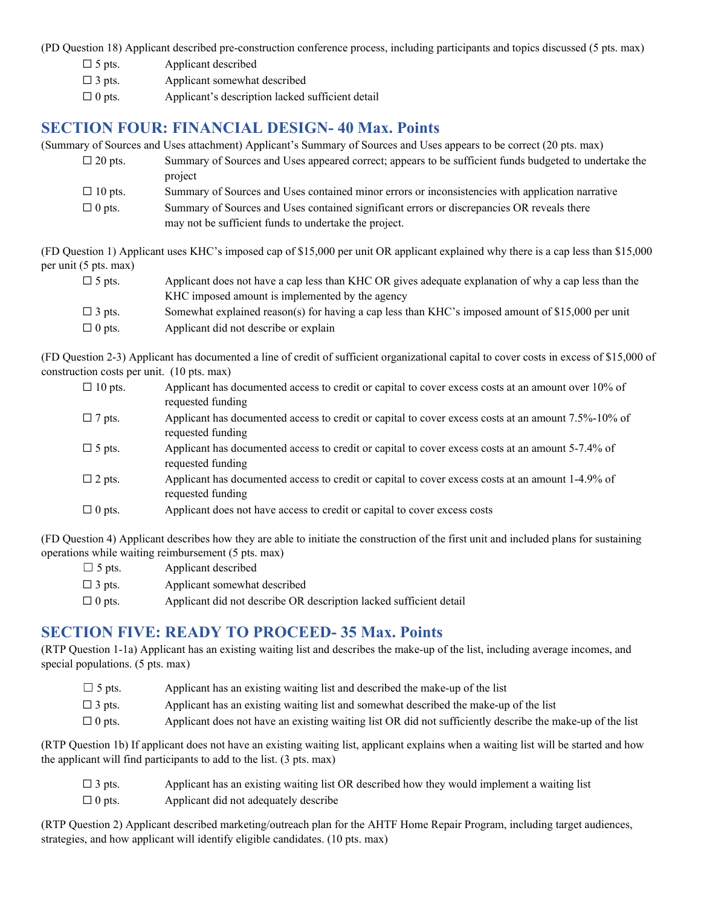(PD Question 18) Applicant described pre-construction conference process, including participants and topics discussed (5 pts. max)

- ☐ 5 pts. Applicant described
- ☐ 3 pts. Applicant somewhat described
- ☐ 0 pts. Applicant's description lacked sufficient detail

## SECTION FOUR: FINANCIAL DESIGN- 40 Max. Points

(Summary of Sources and Uses attachment) Applicant's Summary of Sources and Uses appears to be correct (20 pts. max)

- ☐ 20 pts. Summary of Sources and Uses appeared correct; appears to be sufficient funds budgeted to undertake the project
- ☐ 10 pts. Summary of Sources and Uses contained minor errors or inconsistencies with application narrative
- ☐ 0 pts. Summary of Sources and Uses contained significant errors or discrepancies OR reveals there may not be sufficient funds to undertake the project.

(FD Question 1) Applicant uses KHC's imposed cap of $15,000 per unit OR applicant explained why there is a cap less than $15,000 per unit (5 pts. max)

- ☐ 5 pts. Applicant does not have a cap less than KHC OR gives adequate explanation of why a cap less than the KHC imposed amount is implemented by the agency
- ☐ 3 pts. Somewhat explained reason(s) for having a cap less than KHC's imposed amount of $15,000 per unit
- ☐ 0 pts. Applicant did not describe or explain

(FD Question 2-3) Applicant has documented a line of credit of sufficient organizational capital to cover costs in excess of $15,000 of construction costs per unit. (10 pts. max)

- ☐ 10 pts. Applicant has documented access to credit or capital to cover excess costs at an amount over 10% of requested funding
- ☐ 7 pts. Applicant has documented access to credit or capital to cover excess costs at an amount 7.5%-10% of requested funding
- ☐ 5 pts. Applicant has documented access to credit or capital to cover excess costs at an amount 5-7.4% of requested funding
- ☐ 2 pts. Applicant has documented access to credit or capital to cover excess costs at an amount 1-4.9% of requested funding
- ☐ 0 pts. Applicant does not have access to credit or capital to cover excess costs

(FD Question 4) Applicant describes how they are able to initiate the construction of the first unit and included plans for sustaining operations while waiting reimbursement (5 pts. max)

- ☐ 5 pts. Applicant described
- ☐ 3 pts. Applicant somewhat described
- ☐ 0 pts. Applicant did not describe OR description lacked sufficient detail

## SECTION FIVE: READY TO PROCEED- 35 Max. Points

(RTP Question 1-1a) Applicant has an existing waiting list and describes the make-up of the list, including average incomes, and special populations. (5 pts. max)

- ☐ 5 pts. Applicant has an existing waiting list and described the make-up of the list
- ☐ 3 pts. Applicant has an existing waiting list and somewhat described the make-up of the list
- ☐ 0 pts. Applicant does not have an existing waiting list OR did not sufficiently describe the make-up of the list

(RTP Question 1b) If applicant does not have an existing waiting list, applicant explains when a waiting list will be started and how the applicant will find participants to add to the list. (3 pts. max)

- ☐ 3 pts. Applicant has an existing waiting list OR described how they would implement a waiting list
- ☐ 0 pts. Applicant did not adequately describe

(RTP Question 2) Applicant described marketing/outreach plan for the AHTF Home Repair Program, including target audiences, strategies, and how applicant will identify eligible candidates. (10 pts. max)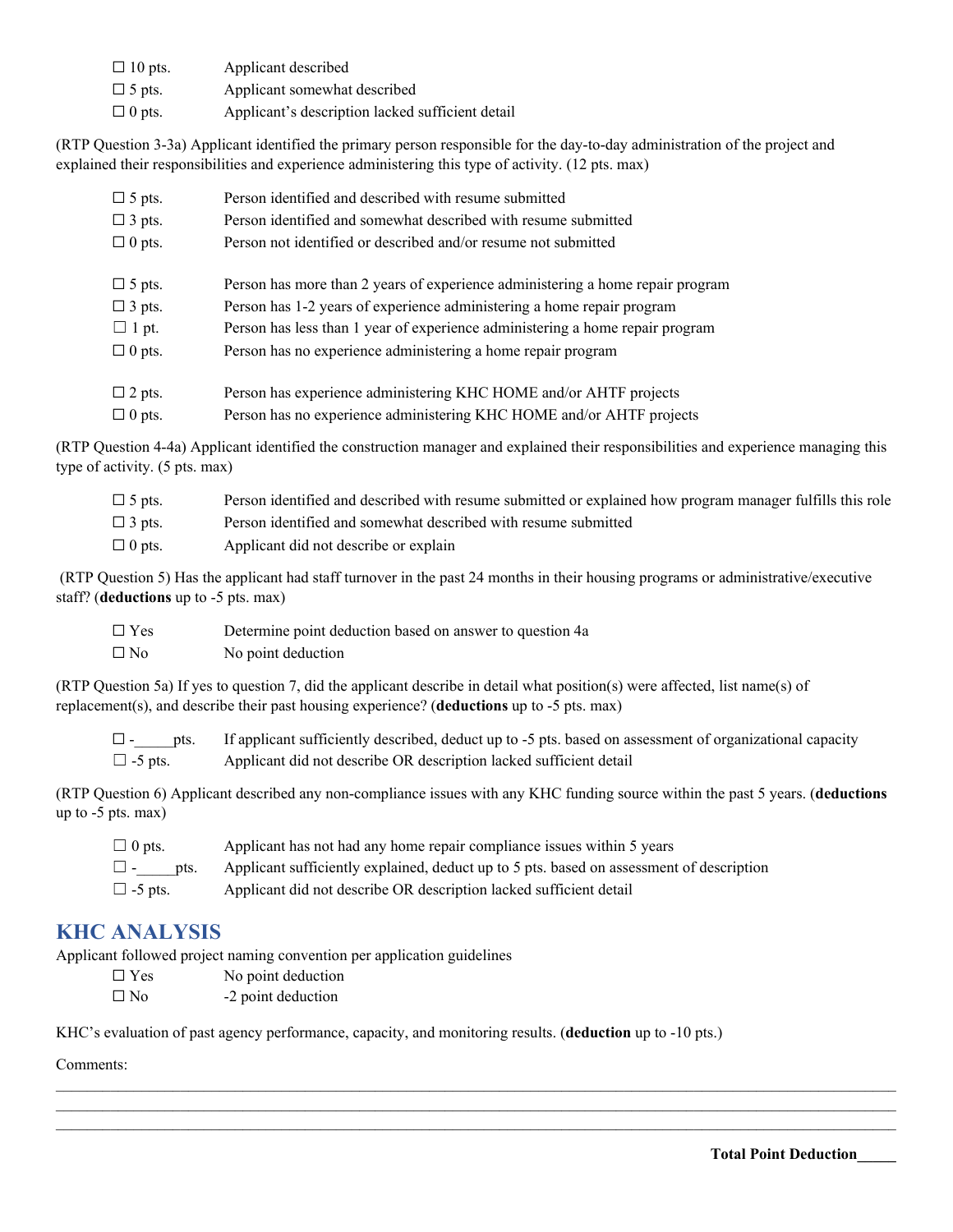☐ 10 pts. Applicant described
☐ 5 pts. Applicant somewhat described
☐ 0 pts. Applicant's description lacked sufficient detail

(RTP Question 3-3a) Applicant identified the primary person responsible for the day-to-day administration of the project and explained their responsibilities and experience administering this type of activity. (12 pts. max)

☐ 5 pts. Person identified and described with resume submitted
☐ 3 pts. Person identified and somewhat described with resume submitted
☐ 0 pts. Person not identified or described and/or resume not submitted

☐ 5 pts. Person has more than 2 years of experience administering a home repair program
☐ 3 pts. Person has 1-2 years of experience administering a home repair program
☐ 1 pt. Person has less than 1 year of experience administering a home repair program
☐ 0 pts. Person has no experience administering a home repair program

☐ 2 pts. Person has experience administering KHC HOME and/or AHTF projects
☐ 0 pts. Person has no experience administering KHC HOME and/or AHTF projects

(RTP Question 4-4a) Applicant identified the construction manager and explained their responsibilities and experience managing this type of activity. (5 pts. max)

☐ 5 pts. Person identified and described with resume submitted or explained how program manager fulfills this role
☐ 3 pts. Person identified and somewhat described with resume submitted
☐ 0 pts. Applicant did not describe or explain

(RTP Question 5) Has the applicant had staff turnover in the past 24 months in their housing programs or administrative/executive staff? (**deductions** up to -5 pts. max)

☐ Yes Determine point deduction based on answer to question 4a
☐ No No point deduction

(RTP Question 5a) If yes to question 7, did the applicant describe in detail what position(s) were affected, list name(s) of replacement(s), and describe their past housing experience? (**deductions** up to -5 pts. max)

☐ -_____pts. If applicant sufficiently described, deduct up to -5 pts. based on assessment of organizational capacity
☐ -5 pts. Applicant did not describe OR description lacked sufficient detail

(RTP Question 6) Applicant described any non-compliance issues with any KHC funding source within the past 5 years. (**deductions** up to -5 pts. max)

☐ 0 pts. Applicant has not had any home repair compliance issues within 5 years
☐ -_____pts. Applicant sufficiently explained, deduct up to 5 pts. based on assessment of description
☐ -5 pts. Applicant did not describe OR description lacked sufficient detail

## KHC ANALYSIS

Applicant followed project naming convention per application guidelines

☐ Yes No point deduction
☐ No -2 point deduction

KHC's evaluation of past agency performance, capacity, and monitoring results. (**deduction** up to -10 pts.)

Comments:

______________________________________________________________________________________________

______________________________________________________________________________________________

______________________________________________________________________________________________

**Total Point Deduction_____**